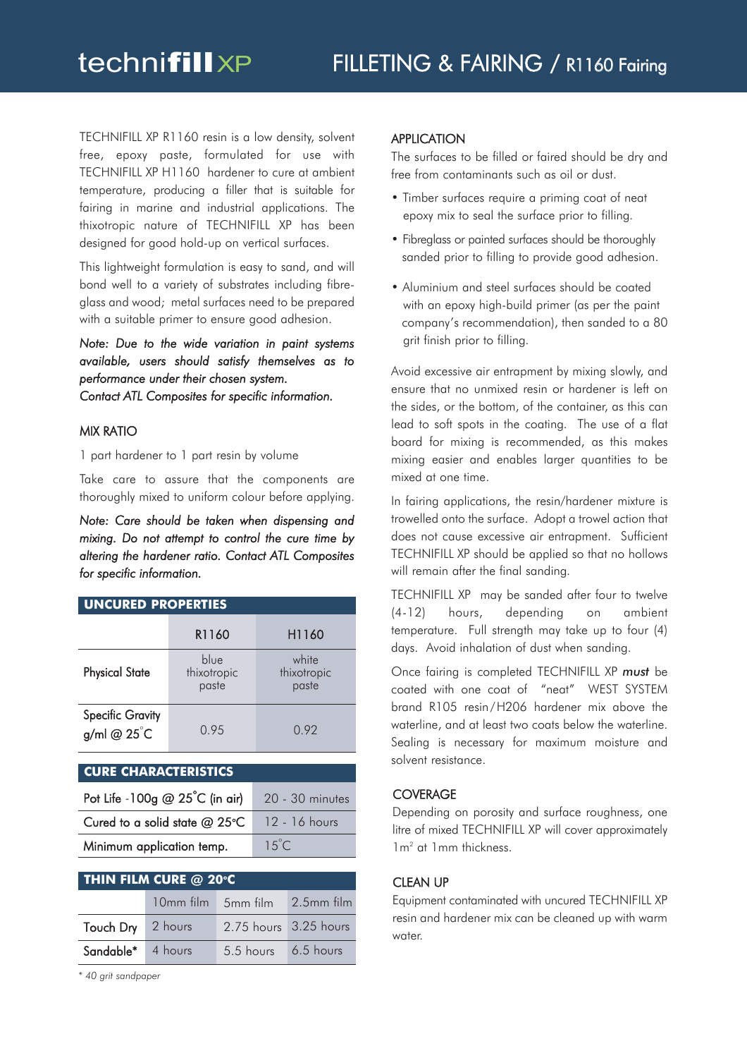# technifill XP — FILLETING & FAIRING / R1160 Fairing

TECHNIFILL XP R1160 resin is a low density, solvent free, epoxy paste, formulated for use with TECHNIFILL XP H1160 hardener to cure at ambient temperature, producing a filler that is suitable for fairing in marine and industrial applications. The thixotropic nature of TECHNIFILL XP has been designed for good hold-up on vertical surfaces.

This lightweight formulation is easy to sand, and will bond well to a variety of substrates including fibre-glass and wood; metal surfaces need to be prepared with a suitable primer to ensure good adhesion.

*Note: Due to the wide variation in paint systems available, users should satisfy themselves as to performance under their chosen system.*
*Contact ATL Composites for specific information.*

## MIX RATIO

1 part hardener to 1 part resin by volume

Take care to assure that the components are thoroughly mixed to uniform colour before applying.

*Note: Care should be taken when dispensing and mixing. Do not attempt to control the cure time by altering the hardener ratio. Contact ATL Composites for specific information.*

### UNCURED PROPERTIES

| | R1160 | H1160 |
|---|---|---|
| Physical State | blue thixotropic paste | white thixotropic paste |
| Specific Gravity g/ml @ 25˚C | 0.95 | 0.92 |

### CURE CHARACTERISTICS

| | |
|---|---|
| Pot Life -100g @ 25˚C (in air) | 20 - 30 minutes |
| Cured to a solid state @ 25°C | 12 - 16 hours |
| Minimum application temp. | 15˚C |

### THIN FILM CURE @ 20°C

| | 10mm film | 5mm film | 2.5mm film |
|---|---|---|---|
| Touch Dry | 2 hours | 2.75 hours | 3.25 hours |
| Sandable* | 4 hours | 5.5 hours | 6.5 hours |

*\* 40 grit sandpaper*

## APPLICATION

The surfaces to be filled or faired should be dry and free from contaminants such as oil or dust.

- Timber surfaces require a priming coat of neat epoxy mix to seal the surface prior to filling.
- Fibreglass or painted surfaces should be thoroughly sanded prior to filling to provide good adhesion.
- Aluminium and steel surfaces should be coated with an epoxy high-build primer (as per the paint company's recommendation), then sanded to a 80 grit finish prior to filling.

Avoid excessive air entrapment by mixing slowly, and ensure that no unmixed resin or hardener is left on the sides, or the bottom, of the container, as this can lead to soft spots in the coating. The use of a flat board for mixing is recommended, as this makes mixing easier and enables larger quantities to be mixed at one time.

In fairing applications, the resin/hardener mixture is trowelled onto the surface. Adopt a trowel action that does not cause excessive air entrapment. Sufficient TECHNIFILL XP should be applied so that no hollows will remain after the final sanding.

TECHNIFILL XP may be sanded after four to twelve (4-12) hours, depending on ambient temperature. Full strength may take up to four (4) days. Avoid inhalation of dust when sanding.

Once fairing is completed TECHNIFILL XP ***must*** be coated with one coat of "neat" WEST SYSTEM brand R105 resin/H206 hardener mix above the waterline, and at least two coats below the waterline. Sealing is necessary for maximum moisture and solvent resistance.

## COVERAGE

Depending on porosity and surface roughness, one litre of mixed TECHNIFILL XP will cover approximately 1m² at 1mm thickness.

## CLEAN UP

Equipment contaminated with uncured TECHNIFILL XP resin and hardener mix can be cleaned up with warm water.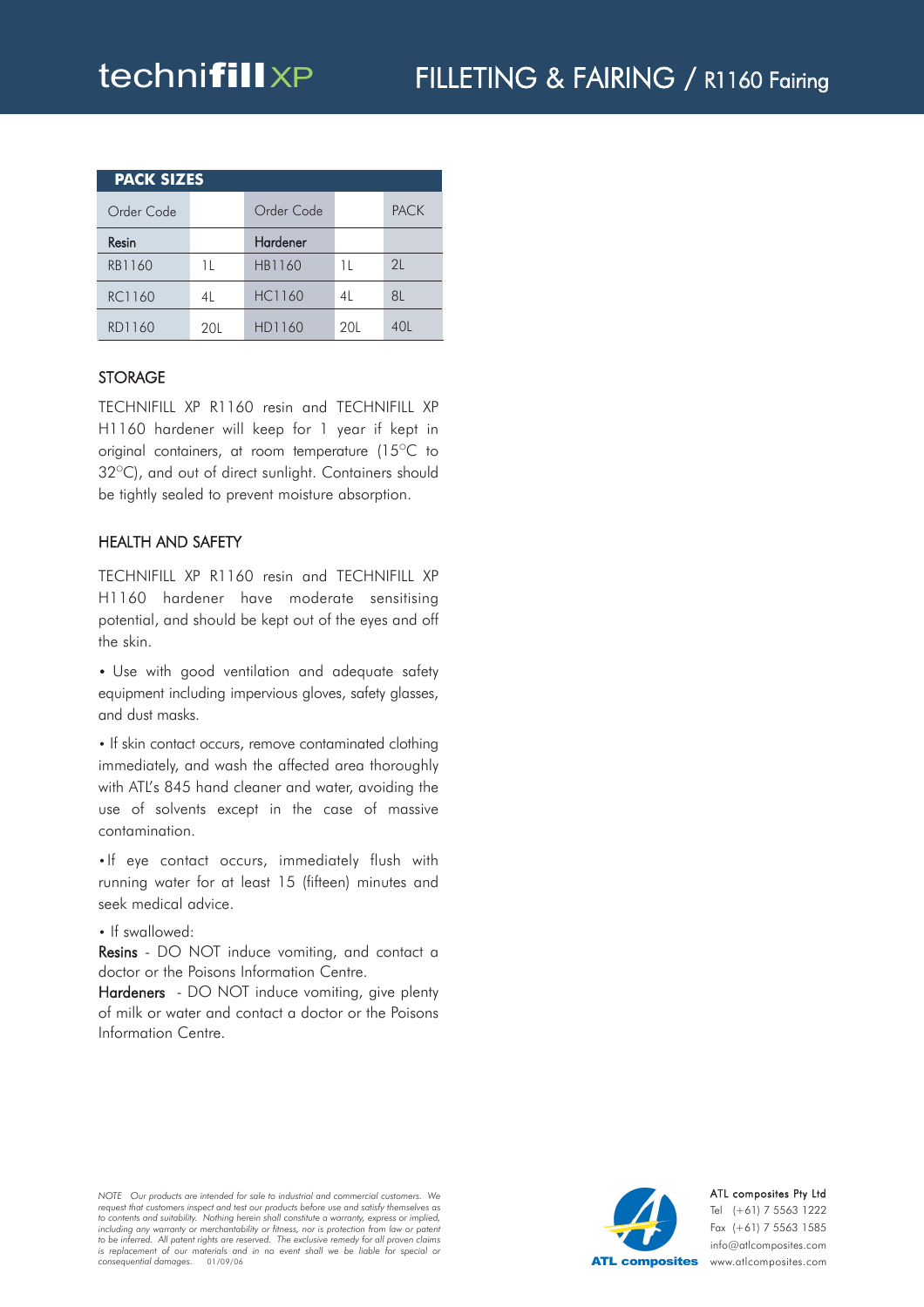## PACK SIZES

| Order Code | | Order Code | | PACK |
|---|---|---|---|---|
| Resin | | Hardener | | |
| RB1160 | 1L | HB1160 | 1L | 2L |
| RC1160 | 4L | HC1160 | 4L | 8L |
| RD1160 | 20L | HD1160 | 20L | 40L |

## STORAGE

TECHNIFILL XP R1160 resin and TECHNIFILL XP H1160 hardener will keep for 1 year if kept in original containers, at room temperature (15°C to 32°C), and out of direct sunlight. Containers should be tightly sealed to prevent moisture absorption.

## HEALTH AND SAFETY

TECHNIFILL XP R1160 resin and TECHNIFILL XP H1160 hardener have moderate sensitising potential, and should be kept out of the eyes and off the skin.

• Use with good ventilation and adequate safety equipment including impervious gloves, safety glasses, and dust masks.

• If skin contact occurs, remove contaminated clothing immediately, and wash the affected area thoroughly with ATL's 845 hand cleaner and water, avoiding the use of solvents except in the case of massive contamination.

• If eye contact occurs, immediately flush with running water for at least 15 (fifteen) minutes and seek medical advice.

• If swallowed:
**Resins** - DO NOT induce vomiting, and contact a doctor or the Poisons Information Centre.
**Hardeners** - DO NOT induce vomiting, give plenty of milk or water and contact a doctor or the Poisons Information Centre.

*NOTE Our products are intended for sale to industrial and commercial customers. We request that customers inspect and test our products before use and satisfy themselves as to contents and suitability. Nothing herein shall constitute a warranty, express or implied, including any warranty or merchantability or fitness, nor is protection from law or patent to be inferred. All patent rights are reserved. The exclusive remedy for all proven claims is replacement of our materials and in no event shall we be liable for special or consequential damages.* 01/09/06

ATL composites Pty Ltd
Tel (+61) 7 5563 1222
Fax (+61) 7 5563 1585
info@atlcomposites.com
www.atlcomposites.com